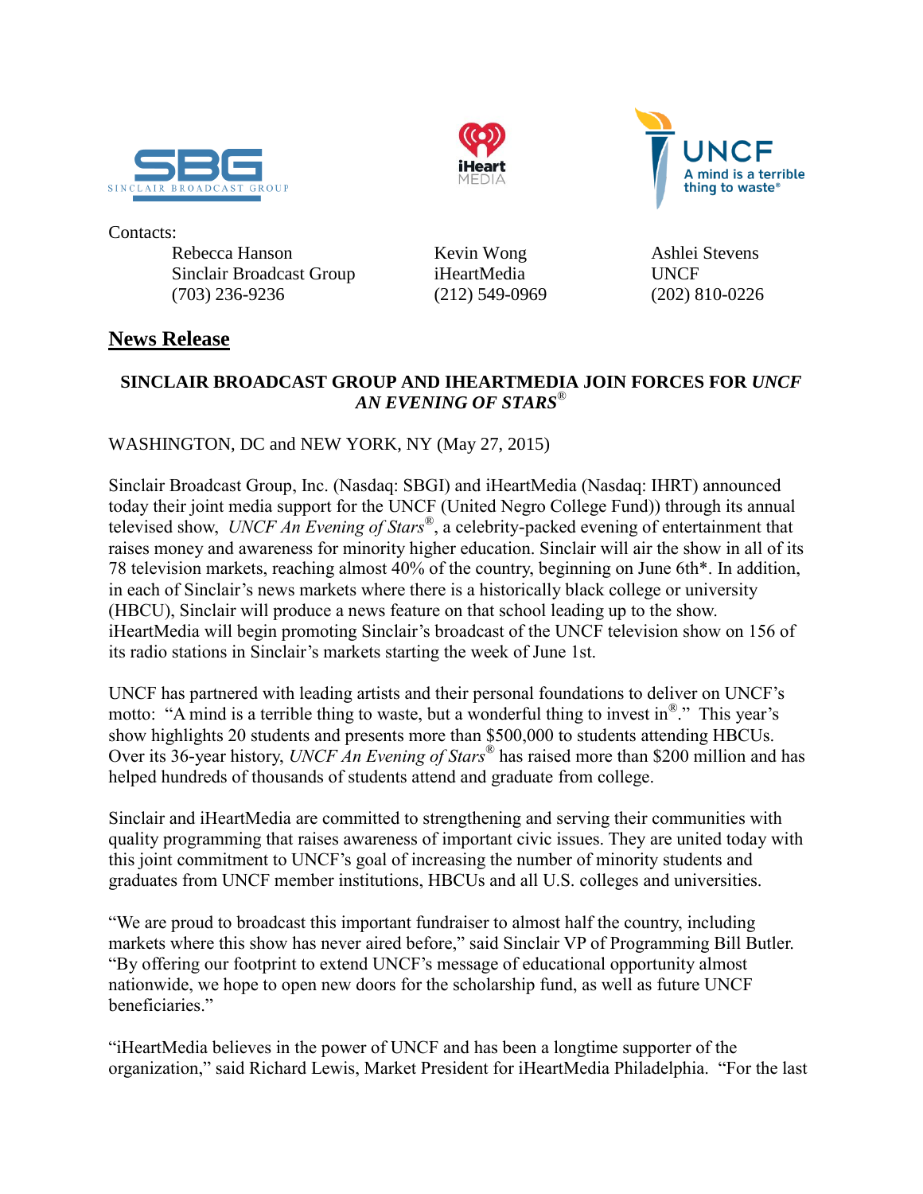Contacts:

Rebecca Hanson
Sinclair Broadcast Group
(703) 236-9236

Kevin Wong
iHeartMedia
(212) 549-0969

Ashlei Stevens
UNCF
(202) 810-0226

## News Release

**SINCLAIR BROADCAST GROUP AND IHEARTMEDIA JOIN FORCES FOR *UNCF AN EVENING OF STARS*®**

WASHINGTON, DC and NEW YORK, NY (May 27, 2015)

Sinclair Broadcast Group, Inc. (Nasdaq: SBGI) and iHeartMedia (Nasdaq: IHRT) announced today their joint media support for the UNCF (United Negro College Fund)) through its annual televised show, *UNCF An Evening of Stars*®, a celebrity-packed evening of entertainment that raises money and awareness for minority higher education. Sinclair will air the show in all of its 78 television markets, reaching almost 40% of the country, beginning on June 6th*. In addition, in each of Sinclair's news markets where there is a historically black college or university (HBCU), Sinclair will produce a news feature on that school leading up to the show. iHeartMedia will begin promoting Sinclair's broadcast of the UNCF television show on 156 of its radio stations in Sinclair's markets starting the week of June 1st.

UNCF has partnered with leading artists and their personal foundations to deliver on UNCF's motto: "A mind is a terrible thing to waste, but a wonderful thing to invest in®." This year's show highlights 20 students and presents more than $500,000 to students attending HBCUs. Over its 36-year history, *UNCF An Evening of Stars*® has raised more than $200 million and has helped hundreds of thousands of students attend and graduate from college.

Sinclair and iHeartMedia are committed to strengthening and serving their communities with quality programming that raises awareness of important civic issues. They are united today with this joint commitment to UNCF's goal of increasing the number of minority students and graduates from UNCF member institutions, HBCUs and all U.S. colleges and universities.

"We are proud to broadcast this important fundraiser to almost half the country, including markets where this show has never aired before," said Sinclair VP of Programming Bill Butler. "By offering our footprint to extend UNCF's message of educational opportunity almost nationwide, we hope to open new doors for the scholarship fund, as well as future UNCF beneficiaries."

"iHeartMedia believes in the power of UNCF and has been a longtime supporter of the organization," said Richard Lewis, Market President for iHeartMedia Philadelphia. "For the last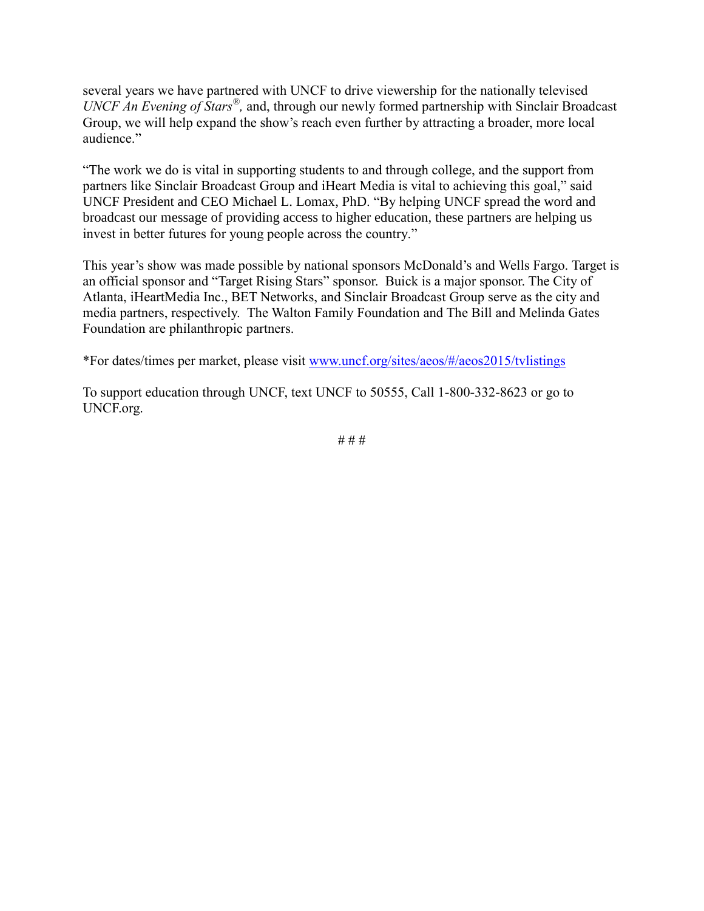several years we have partnered with UNCF to drive viewership for the nationally televised *UNCF An Evening of Stars®,* and, through our newly formed partnership with Sinclair Broadcast Group, we will help expand the show's reach even further by attracting a broader, more local audience."

"The work we do is vital in supporting students to and through college, and the support from partners like Sinclair Broadcast Group and iHeart Media is vital to achieving this goal," said UNCF President and CEO Michael L. Lomax, PhD. "By helping UNCF spread the word and broadcast our message of providing access to higher education, these partners are helping us invest in better futures for young people across the country."

This year's show was made possible by national sponsors McDonald's and Wells Fargo. Target is an official sponsor and "Target Rising Stars" sponsor. Buick is a major sponsor. The City of Atlanta, iHeartMedia Inc., BET Networks, and Sinclair Broadcast Group serve as the city and media partners, respectively. The Walton Family Foundation and The Bill and Melinda Gates Foundation are philanthropic partners.

*For dates/times per market, please visit [www.uncf.org/sites/aeos/#/aeos2015/tvlistings](www.uncf.org/sites/aeos/#/aeos2015/tvlistings)

To support education through UNCF, text UNCF to 50555, Call 1-800-332-8623 or go to UNCF.org.

# # #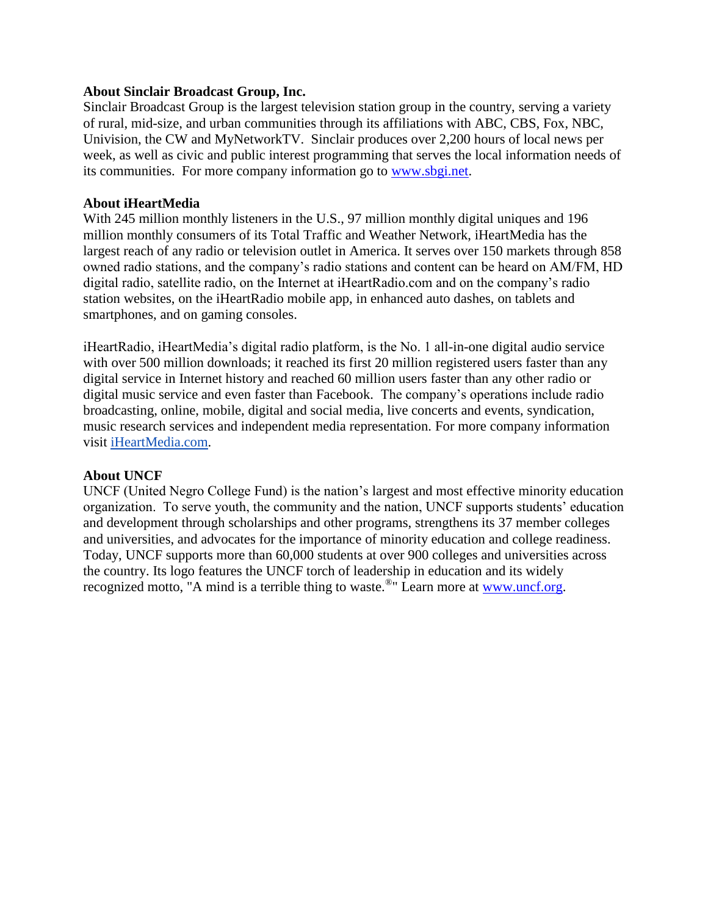**About Sinclair Broadcast Group, Inc.**
Sinclair Broadcast Group is the largest television station group in the country, serving a variety of rural, mid-size, and urban communities through its affiliations with ABC, CBS, Fox, NBC, Univision, the CW and MyNetworkTV. Sinclair produces over 2,200 hours of local news per week, as well as civic and public interest programming that serves the local information needs of its communities. For more company information go to www.sbgi.net.

**About iHeartMedia**
With 245 million monthly listeners in the U.S., 97 million monthly digital uniques and 196 million monthly consumers of its Total Traffic and Weather Network, iHeartMedia has the largest reach of any radio or television outlet in America. It serves over 150 markets through 858 owned radio stations, and the company's radio stations and content can be heard on AM/FM, HD digital radio, satellite radio, on the Internet at iHeartRadio.com and on the company's radio station websites, on the iHeartRadio mobile app, in enhanced auto dashes, on tablets and smartphones, and on gaming consoles.

iHeartRadio, iHeartMedia's digital radio platform, is the No. 1 all-in-one digital audio service with over 500 million downloads; it reached its first 20 million registered users faster than any digital service in Internet history and reached 60 million users faster than any other radio or digital music service and even faster than Facebook. The company's operations include radio broadcasting, online, mobile, digital and social media, live concerts and events, syndication, music research services and independent media representation. For more company information visit iHeartMedia.com.

**About UNCF**
UNCF (United Negro College Fund) is the nation's largest and most effective minority education organization. To serve youth, the community and the nation, UNCF supports students' education and development through scholarships and other programs, strengthens its 37 member colleges and universities, and advocates for the importance of minority education and college readiness. Today, UNCF supports more than 60,000 students at over 900 colleges and universities across the country. Its logo features the UNCF torch of leadership in education and its widely recognized motto, "A mind is a terrible thing to waste.®" Learn more at www.uncf.org.